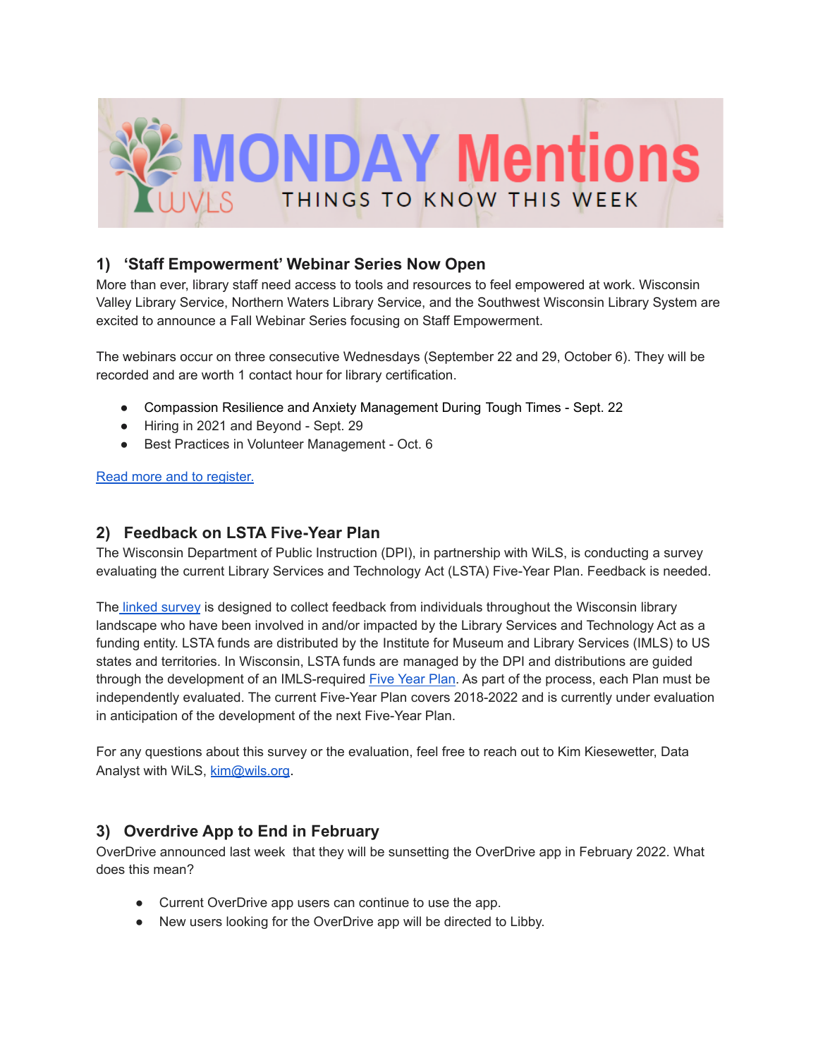# MONDAY Mentions

THINGS TO KNOW THIS WEEK

## 1) 'Staff Empowerment' Webinar Series Now Open

More than ever, library staff need access to tools and resources to feel empowered at work. Wisconsin Valley Library Service, Northern Waters Library Service, and the Southwest Wisconsin Library System are excited to announce a Fall Webinar Series focusing on Staff Empowerment.

The webinars occur on three consecutive Wednesdays (September 22 and 29, October 6). They will be recorded and are worth 1 contact hour for library certification.

- Compassion Resilience and Anxiety Management During Tough Times - Sept. 22
- Hiring in 2021 and Beyond - Sept. 29
- Best Practices in Volunteer Management - Oct. 6

Read more and to register.

## 2) Feedback on LSTA Five-Year Plan

The Wisconsin Department of Public Instruction (DPI), in partnership with WiLS, is conducting a survey evaluating the current Library Services and Technology Act (LSTA) Five-Year Plan. Feedback is needed.

The linked survey is designed to collect feedback from individuals throughout the Wisconsin library landscape who have been involved in and/or impacted by the Library Services and Technology Act as a funding entity. LSTA funds are distributed by the Institute for Museum and Library Services (IMLS) to US states and territories. In Wisconsin, LSTA funds are managed by the DPI and distributions are guided through the development of an IMLS-required Five Year Plan. As part of the process, each Plan must be independently evaluated. The current Five-Year Plan covers 2018-2022 and is currently under evaluation in anticipation of the development of the next Five-Year Plan.

For any questions about this survey or the evaluation, feel free to reach out to Kim Kiesewetter, Data Analyst with WiLS, kim@wils.org.

## 3) Overdrive App to End in February

OverDrive announced last week that they will be sunsetting the OverDrive app in February 2022. What does this mean?

- Current OverDrive app users can continue to use the app.
- New users looking for the OverDrive app will be directed to Libby.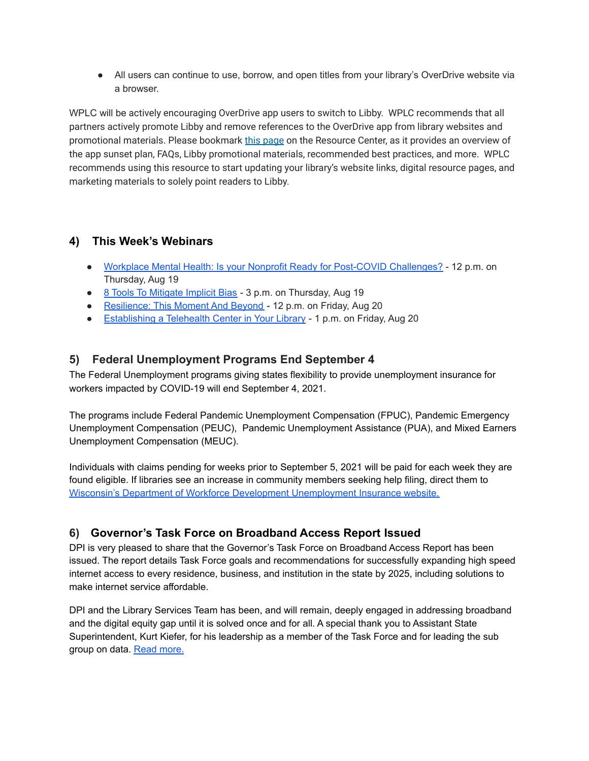- All users can continue to use, borrow, and open titles from your library's OverDrive website via a browser.

WPLC will be actively encouraging OverDrive app users to switch to Libby. WPLC recommends that all partners actively promote Libby and remove references to the OverDrive app from library websites and promotional materials. Please bookmark this page on the Resource Center, as it provides an overview of the app sunset plan, FAQs, Libby promotional materials, recommended best practices, and more. WPLC recommends using this resource to start updating your library's website links, digital resource pages, and marketing materials to solely point readers to Libby.

## 4) This Week's Webinars

- Workplace Mental Health: Is your Nonprofit Ready for Post-COVID Challenges? - 12 p.m. on Thursday, Aug 19
- 8 Tools To Mitigate Implicit Bias - 3 p.m. on Thursday, Aug 19
- Resilience: This Moment And Beyond - 12 p.m. on Friday, Aug 20
- Establishing a Telehealth Center in Your Library - 1 p.m. on Friday, Aug 20

## 5) Federal Unemployment Programs End September 4

The Federal Unemployment programs giving states flexibility to provide unemployment insurance for workers impacted by COVID-19 will end September 4, 2021.

The programs include Federal Pandemic Unemployment Compensation (FPUC), Pandemic Emergency Unemployment Compensation (PEUC), Pandemic Unemployment Assistance (PUA), and Mixed Earners Unemployment Compensation (MEUC).

Individuals with claims pending for weeks prior to September 5, 2021 will be paid for each week they are found eligible. If libraries see an increase in community members seeking help filing, direct them to Wisconsin's Department of Workforce Development Unemployment Insurance website.

## 6) Governor's Task Force on Broadband Access Report Issued

DPI is very pleased to share that the Governor's Task Force on Broadband Access Report has been issued. The report details Task Force goals and recommendations for successfully expanding high speed internet access to every residence, business, and institution in the state by 2025, including solutions to make internet service affordable.

DPI and the Library Services Team has been, and will remain, deeply engaged in addressing broadband and the digital equity gap until it is solved once and for all. A special thank you to Assistant State Superintendent, Kurt Kiefer, for his leadership as a member of the Task Force and for leading the sub group on data. Read more.